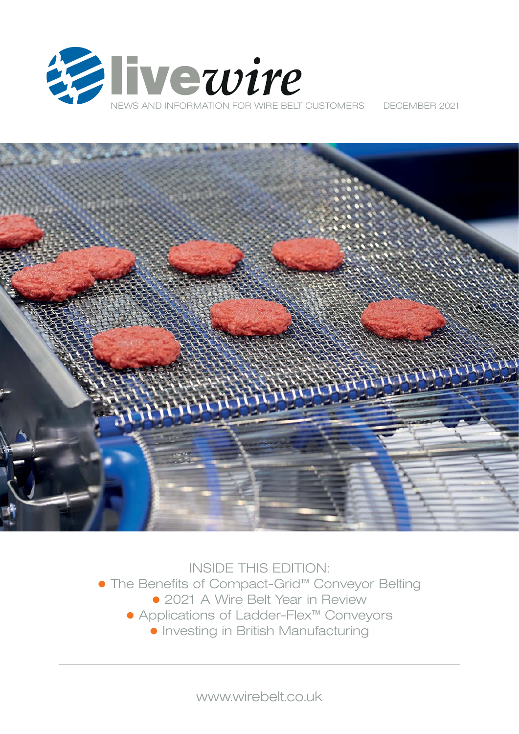# livewire

NEWS AND INFORMATION FOR WIRE BELT CUSTOMERS

DECEMBER 2021

INSIDE THIS EDITION:

- The Benefits of Compact-Grid™ Conveyor Belting
- 2021 A Wire Belt Year in Review
- Applications of Ladder-Flex™ Conveyors
- Investing in British Manufacturing

www.wirebelt.co.uk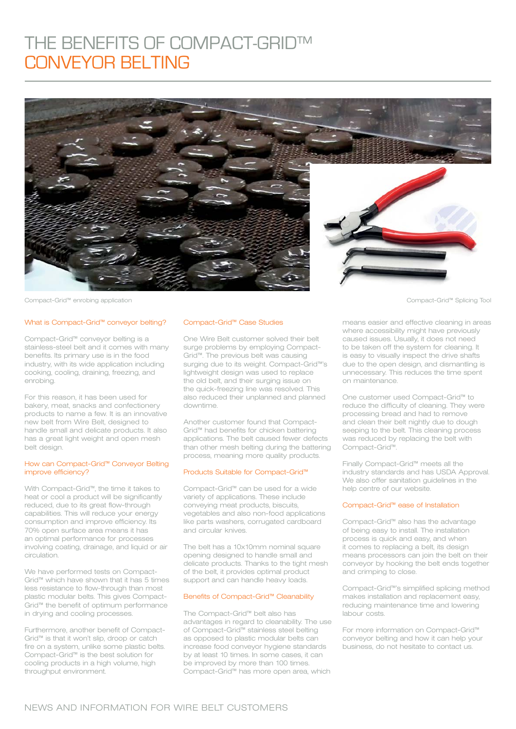# THE BENEFITS OF COMPACT-GRID™ CONVEYOR BELTING

Compact-Grid™ enrobing application

Compact-Grid™ Splicing Tool

## What is Compact-Grid™ conveyor belting?

Compact-Grid™ conveyor belting is a stainless-steel belt and it comes with many benefits. Its primary use is in the food industry, with its wide application including cooking, cooling, draining, freezing, and enrobing.

For this reason, it has been used for bakery, meat, snacks and confectionery products to name a few. It is an innovative new belt from Wire Belt, designed to handle small and delicate products. It also has a great light weight and open mesh belt design.

## How can Compact-Grid™ Conveyor Belting improve efficiency?

With Compact-Grid™, the time it takes to heat or cool a product will be significantly reduced, due to its great flow-through capabilities. This will reduce your energy consumption and improve efficiency. Its 70% open surface area means it has an optimal performance for processes involving coating, drainage, and liquid or air circulation.

We have performed tests on Compact-Grid™ which have shown that it has 5 times less resistance to flow-through than most plastic modular belts. This gives Compact-Grid™ the benefit of optimum performance in drying and cooling processes.

Furthermore, another benefit of Compact-Grid™ is that it won't slip, droop or catch fire on a system, unlike some plastic belts. Compact-Grid™ is the best solution for cooling products in a high volume, high throughput environment.

## Compact-Grid™ Case Studies

One Wire Belt customer solved their belt surge problems by employing Compact-Grid™. The previous belt was causing surging due to its weight. Compact-Grid™'s lightweight design was used to replace the old belt, and their surging issue on the quick-freezing line was resolved. This also reduced their unplanned and planned downtime.

Another customer found that Compact-Grid™ had benefits for chicken battering applications. The belt caused fewer defects than other mesh belting during the battering process, meaning more quality products.

## Products Suitable for Compact-Grid™

Compact-Grid™ can be used for a wide variety of applications. These include conveying meat products, biscuits, vegetables and also non-food applications like parts washers, corrugated cardboard and circular knives.

The belt has a 10x10mm nominal square opening designed to handle small and delicate products. Thanks to the tight mesh of the belt, it provides optimal product support and can handle heavy loads.

## Benefits of Compact-Grid™ Cleanability

The Compact-Grid™ belt also has advantages in regard to cleanability. The use of Compact-Grid™ stainless steel belting as opposed to plastic modular belts can increase food conveyor hygiene standards by at least 10 times. In some cases, it can be improved by more than 100 times. Compact-Grid™ has more open area, which means easier and effective cleaning in areas where accessibility might have previously caused issues. Usually, it does not need to be taken off the system for cleaning. It is easy to visually inspect the drive shafts due to the open design, and dismantling is unnecessary. This reduces the time spent on maintenance.

One customer used Compact-Grid™ to reduce the difficulty of cleaning. They were processing bread and had to remove and clean their belt nightly due to dough seeping to the belt. This cleaning process was reduced by replacing the belt with Compact-Grid™.

Finally Compact-Grid™ meets all the industry standards and has USDA Approval. We also offer sanitation guidelines in the help centre of our website.

## Compact-Grid™ ease of Installation

Compact-Grid™ also has the advantage of being easy to install. The installation process is quick and easy, and when it comes to replacing a belt, its design means processors can join the belt on their conveyor by hooking the belt ends together and crimping to close.

Compact-Grid™'s simplified splicing method makes installation and replacement easy, reducing maintenance time and lowering labour costs.

For more information on Compact-Grid™ conveyor belting and how it can help your business, do not hesitate to contact us.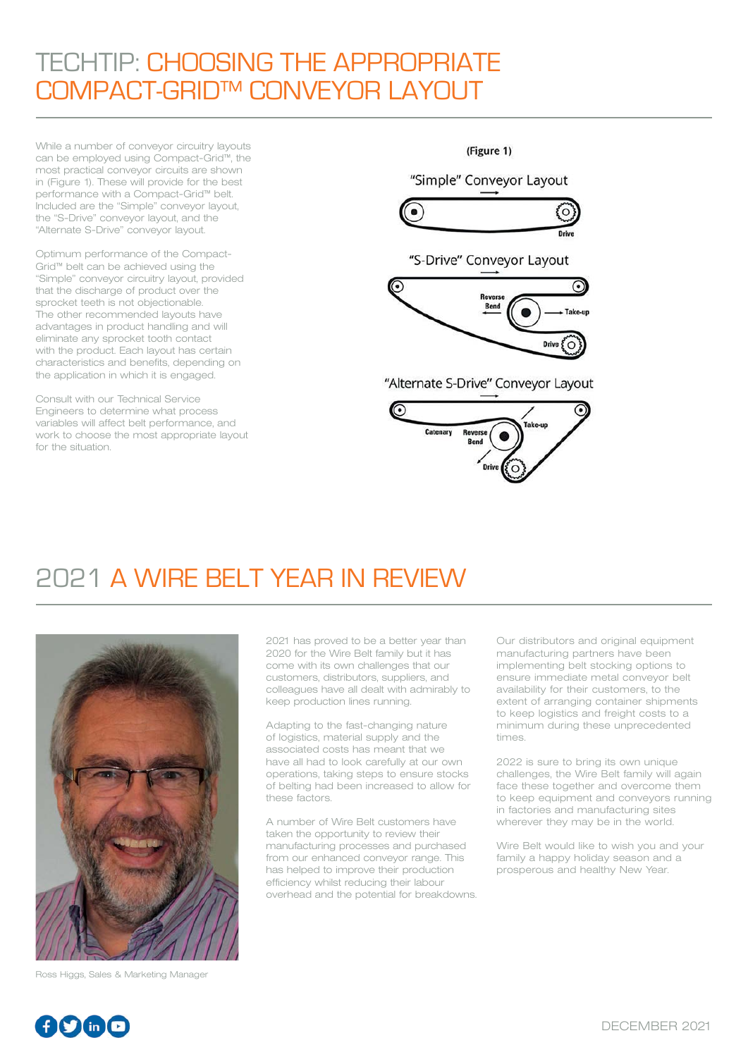# TECHTIP: CHOOSING THE APPROPRIATE COMPACT-GRID™ CONVEYOR LAYOUT

While a number of conveyor circuitry layouts can be employed using Compact-Grid™, the most practical conveyor circuits are shown in (Figure 1). These will provide for the best performance with a Compact-Grid™ belt. Included are the "Simple" conveyor layout, the "S-Drive" conveyor layout, and the "Alternate S-Drive" conveyor layout.

Optimum performance of the Compact-Grid™ belt can be achieved using the "Simple" conveyor circuitry layout, provided that the discharge of product over the sprocket teeth is not objectionable. The other recommended layouts have advantages in product handling and will eliminate any sprocket tooth contact with the product. Each layout has certain characteristics and benefits, depending on the application in which it is engaged.

Consult with our Technical Service Engineers to determine what process variables will affect belt performance, and work to choose the most appropriate layout for the situation.

(Figure 1)

"Simple" Conveyor Layout

Drive

"S-Drive" Conveyor Layout

Reverse Bend

Take-up

Drive

"Alternate S-Drive" Conveyor Layout

Take-up

Catenary

Reverse Bend

Drive

# 2021 A WIRE BELT YEAR IN REVIEW

Ross Higgs, Sales & Marketing Manager

2021 has proved to be a better year than 2020 for the Wire Belt family but it has come with its own challenges that our customers, distributors, suppliers, and colleagues have all dealt with admirably to keep production lines running.

Adapting to the fast-changing nature of logistics, material supply and the associated costs has meant that we have all had to look carefully at our own operations, taking steps to ensure stocks of belting had been increased to allow for these factors.

A number of Wire Belt customers have taken the opportunity to review their manufacturing processes and purchased from our enhanced conveyor range. This has helped to improve their production efficiency whilst reducing their labour overhead and the potential for breakdowns.

Our distributors and original equipment manufacturing partners have been implementing belt stocking options to ensure immediate metal conveyor belt availability for their customers, to the extent of arranging container shipments to keep logistics and freight costs to a minimum during these unprecedented times.

2022 is sure to bring its own unique challenges, the Wire Belt family will again face these together and overcome them to keep equipment and conveyors running in factories and manufacturing sites wherever they may be in the world.

Wire Belt would like to wish you and your family a happy holiday season and a prosperous and healthy New Year.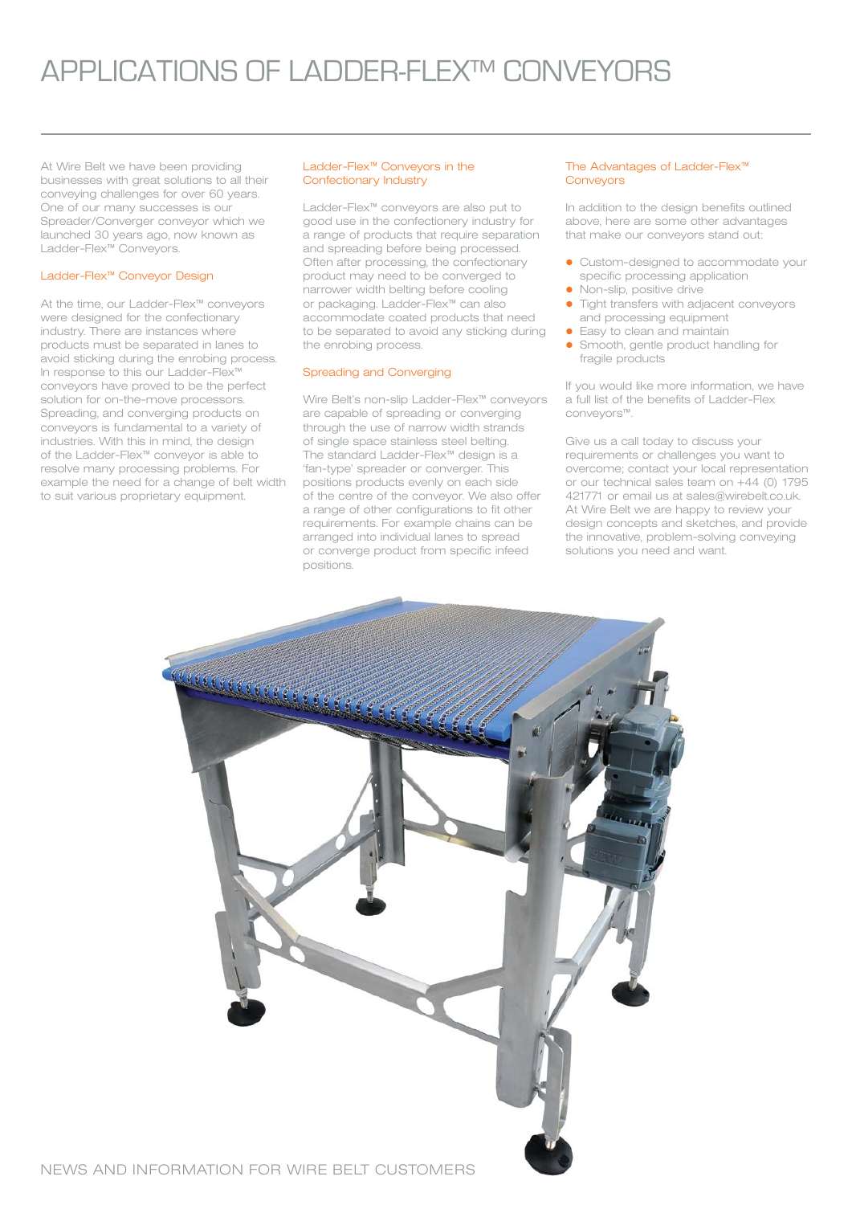# APPLICATIONS OF LADDER-FLEX™ CONVEYORS

At Wire Belt we have been providing businesses with great solutions to all their conveying challenges for over 60 years. One of our many successes is our Spreader/Converger conveyor which we launched 30 years ago, now known as Ladder-Flex™ Conveyors.

## Ladder-Flex™ Conveyor Design

At the time, our Ladder-Flex™ conveyors were designed for the confectionary industry. There are instances where products must be separated in lanes to avoid sticking during the enrobing process. In response to this our Ladder-Flex™ conveyors have proved to be the perfect solution for on-the-move processors. Spreading, and converging products on conveyors is fundamental to a variety of industries. With this in mind, the design of the Ladder-Flex™ conveyor is able to resolve many processing problems. For example the need for a change of belt width to suit various proprietary equipment.

## Ladder-Flex™ Conveyors in the Confectionary Industry

Ladder-Flex™ conveyors are also put to good use in the confectionery industry for a range of products that require separation and spreading before being processed. Often after processing, the confectionary product may need to be converged to narrower width belting before cooling or packaging. Ladder-Flex™ can also accommodate coated products that need to be separated to avoid any sticking during the enrobing process.

## Spreading and Converging

Wire Belt's non-slip Ladder-Flex™ conveyors are capable of spreading or converging through the use of narrow width strands of single space stainless steel belting. The standard Ladder-Flex™ design is a 'fan-type' spreader or converger. This positions products evenly on each side of the centre of the conveyor. We also offer a range of other configurations to fit other requirements. For example chains can be arranged into individual lanes to spread or converge product from specific infeed positions.

## The Advantages of Ladder-Flex™ Conveyors

In addition to the design benefits outlined above, here are some other advantages that make our conveyors stand out:

- Custom-designed to accommodate your specific processing application
- Non-slip, positive drive
- Tight transfers with adjacent conveyors and processing equipment
- Easy to clean and maintain
- Smooth, gentle product handling for fragile products

If you would like more information, we have a full list of the benefits of Ladder-Flex conveyors™.

Give us a call today to discuss your requirements or challenges you want to overcome; contact your local representation or our technical sales team on +44 (0) 1795 421771 or email us at sales@wirebelt.co.uk. At Wire Belt we are happy to review your design concepts and sketches, and provide the innovative, problem-solving conveying solutions you need and want.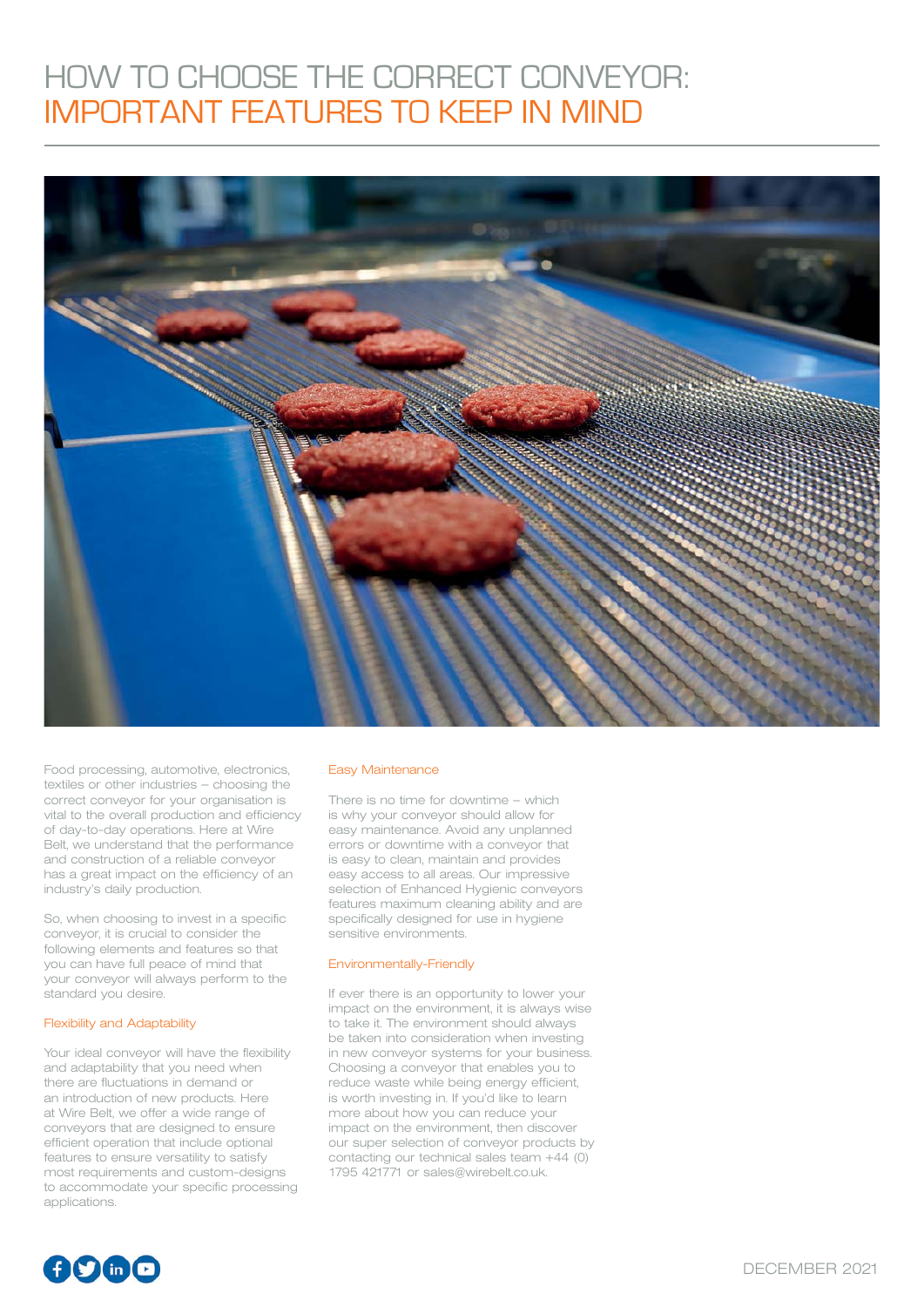# HOW TO CHOOSE THE CORRECT CONVEYOR: IMPORTANT FEATURES TO KEEP IN MIND

Food processing, automotive, electronics, textiles or other industries – choosing the correct conveyor for your organisation is vital to the overall production and efficiency of day-to-day operations. Here at Wire Belt, we understand that the performance and construction of a reliable conveyor has a great impact on the efficiency of an industry's daily production.

So, when choosing to invest in a specific conveyor, it is crucial to consider the following elements and features so that you can have full peace of mind that your conveyor will always perform to the standard you desire.

### Flexibility and Adaptability

Your ideal conveyor will have the flexibility and adaptability that you need when there are fluctuations in demand or an introduction of new products. Here at Wire Belt, we offer a wide range of conveyors that are designed to ensure efficient operation that include optional features to ensure versatility to satisfy most requirements and custom-designs to accommodate your specific processing applications.

### Easy Maintenance

There is no time for downtime – which is why your conveyor should allow for easy maintenance. Avoid any unplanned errors or downtime with a conveyor that is easy to clean, maintain and provides easy access to all areas. Our impressive selection of Enhanced Hygienic conveyors features maximum cleaning ability and are specifically designed for use in hygiene sensitive environments.

### Environmentally-Friendly

If ever there is an opportunity to lower your impact on the environment, it is always wise to take it. The environment should always be taken into consideration when investing in new conveyor systems for your business. Choosing a conveyor that enables you to reduce waste while being energy efficient, is worth investing in. If you'd like to learn more about how you can reduce your impact on the environment, then discover our super selection of conveyor products by contacting our technical sales team +44 (0) 1795 421771 or sales@wirebelt.co.uk.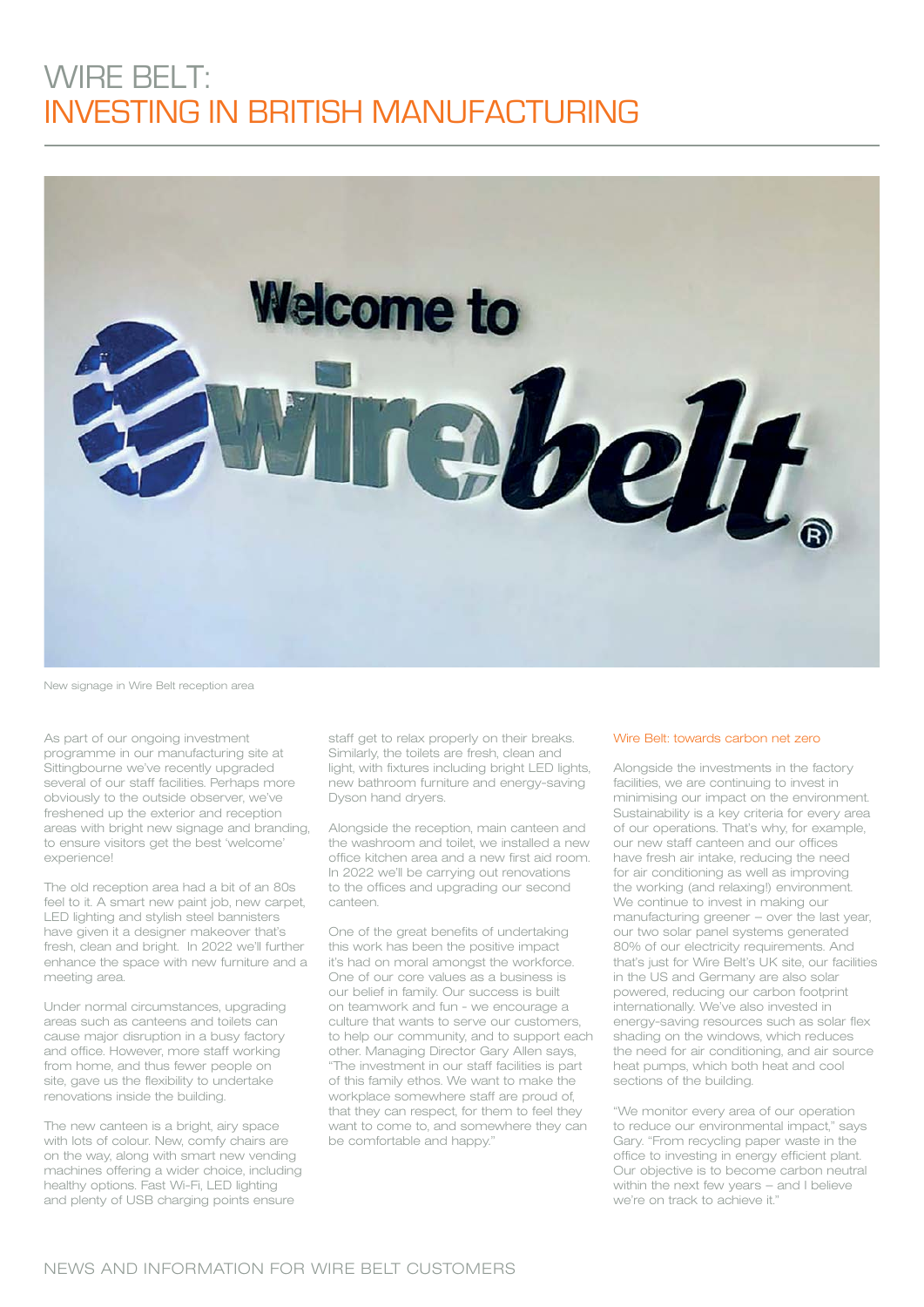# WIRE BELT:
# INVESTING IN BRITISH MANUFACTURING

New signage in Wire Belt reception area

As part of our ongoing investment programme in our manufacturing site at Sittingbourne we've recently upgraded several of our staff facilities. Perhaps more obviously to the outside observer, we've freshened up the exterior and reception areas with bright new signage and branding, to ensure visitors get the best 'welcome' experience!

The old reception area had a bit of an 80s feel to it. A smart new paint job, new carpet, LED lighting and stylish steel bannisters have given it a designer makeover that's fresh, clean and bright. In 2022 we'll further enhance the space with new furniture and a meeting area.

Under normal circumstances, upgrading areas such as canteens and toilets can cause major disruption in a busy factory and office. However, more staff working from home, and thus fewer people on site, gave us the flexibility to undertake renovations inside the building.

The new canteen is a bright, airy space with lots of colour. New, comfy chairs are on the way, along with smart new vending machines offering a wider choice, including healthy options. Fast Wi-Fi, LED lighting and plenty of USB charging points ensure staff get to relax properly on their breaks. Similarly, the toilets are fresh, clean and light, with fixtures including bright LED lights, new bathroom furniture and energy-saving Dyson hand dryers.

Alongside the reception, main canteen and the washroom and toilet, we installed a new office kitchen area and a new first aid room. In 2022 we'll be carrying out renovations to the offices and upgrading our second canteen.

One of the great benefits of undertaking this work has been the positive impact it's had on moral amongst the workforce. One of our core values as a business is our belief in family. Our success is built on teamwork and fun - we encourage a culture that wants to serve our customers, to help our community, and to support each other. Managing Director Gary Allen says, "The investment in our staff facilities is part of this family ethos. We want to make the workplace somewhere staff are proud of, that they can respect, for them to feel they want to come to, and somewhere they can be comfortable and happy."

## Wire Belt: towards carbon net zero

Alongside the investments in the factory facilities, we are continuing to invest in minimising our impact on the environment. Sustainability is a key criteria for every area of our operations. That's why, for example, our new staff canteen and our offices have fresh air intake, reducing the need for air conditioning as well as improving the working (and relaxing!) environment. We continue to invest in making our manufacturing greener – over the last year, our two solar panel systems generated 80% of our electricity requirements. And that's just for Wire Belt's UK site, our facilities in the US and Germany are also solar powered, reducing our carbon footprint internationally. We've also invested in energy-saving resources such as solar flex shading on the windows, which reduces the need for air conditioning, and air source heat pumps, which both heat and cool sections of the building.

"We monitor every area of our operation to reduce our environmental impact," says Gary. "From recycling paper waste in the office to investing in energy efficient plant. Our objective is to become carbon neutral within the next few years – and I believe we're on track to achieve it."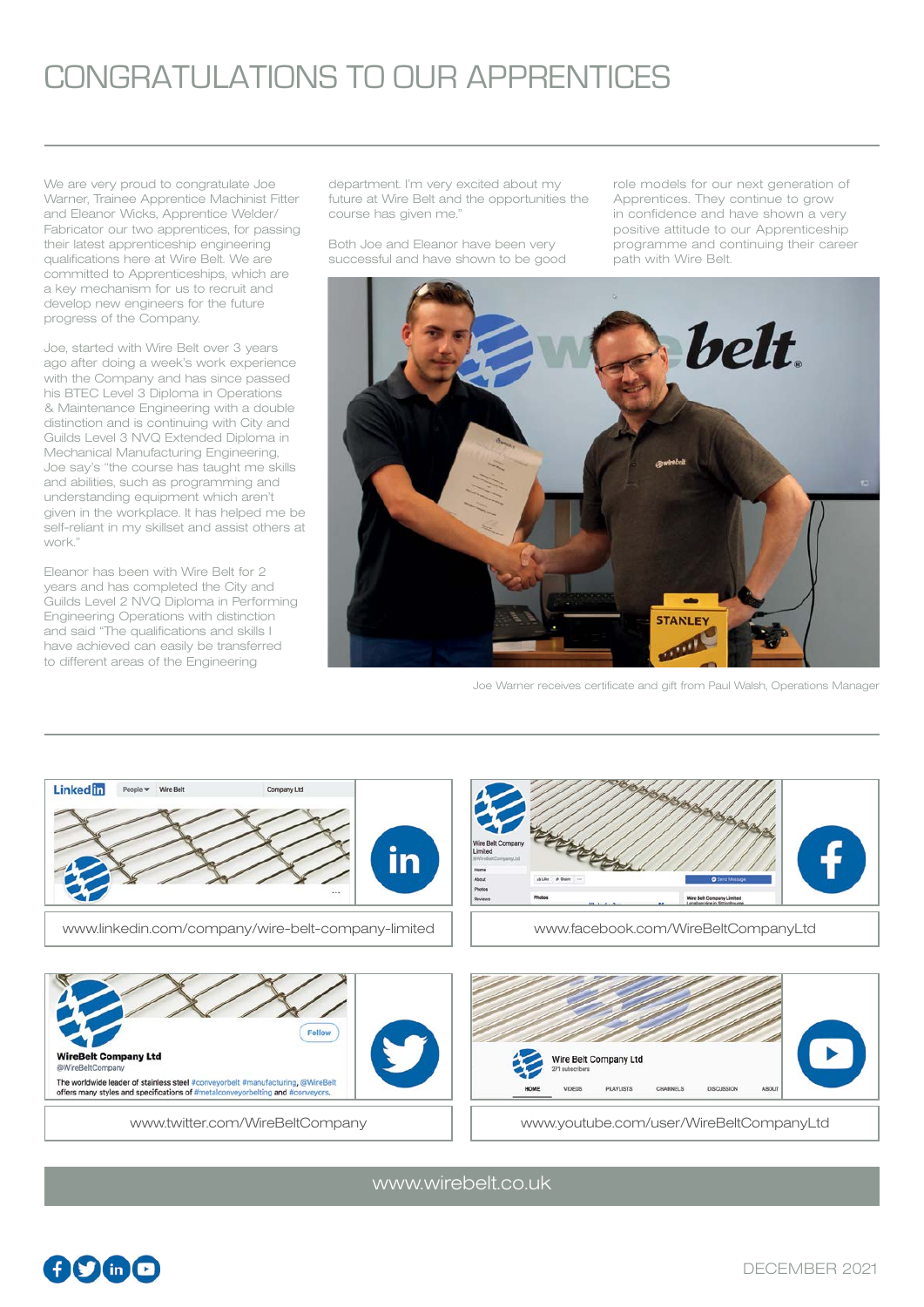# CONGRATULATIONS TO OUR APPRENTICES

We are very proud to congratulate Joe Warner, Trainee Apprentice Machinist Fitter and Eleanor Wicks, Apprentice Welder/ Fabricator our two apprentices, for passing their latest apprenticeship engineering qualifications here at Wire Belt. We are committed to Apprenticeships, which are a key mechanism for us to recruit and develop new engineers for the future progress of the Company.

Joe, started with Wire Belt over 3 years ago after doing a week's work experience with the Company and has since passed his BTEC Level 3 Diploma in Operations & Maintenance Engineering with a double distinction and is continuing with City and Guilds Level 3 NVQ Extended Diploma in Mechanical Manufacturing Engineering. Joe say's "the course has taught me skills and abilities, such as programming and understanding equipment which aren't given in the workplace. It has helped me be self-reliant in my skillset and assist others at work."

Eleanor has been with Wire Belt for 2 years and has completed the City and Guilds Level 2 NVQ Diploma in Performing Engineering Operations with distinction and said "The qualifications and skills I have achieved can easily be transferred to different areas of the Engineering department. I'm very excited about my future at Wire Belt and the opportunities the course has given me."

Both Joe and Eleanor have been very successful and have shown to be good role models for our next generation of Apprentices. They continue to grow in confidence and have shown a very positive attitude to our Apprenticeship programme and continuing their career path with Wire Belt.

Joe Warner receives certificate and gift from Paul Walsh, Operations Manager

www.linkedin.com/company/wire-belt-company-limited

www.facebook.com/WireBeltCompanyLtd

www.twitter.com/WireBeltCompany

www.youtube.com/user/WireBeltCompanyLtd

www.wirebelt.co.uk

DECEMBER 2021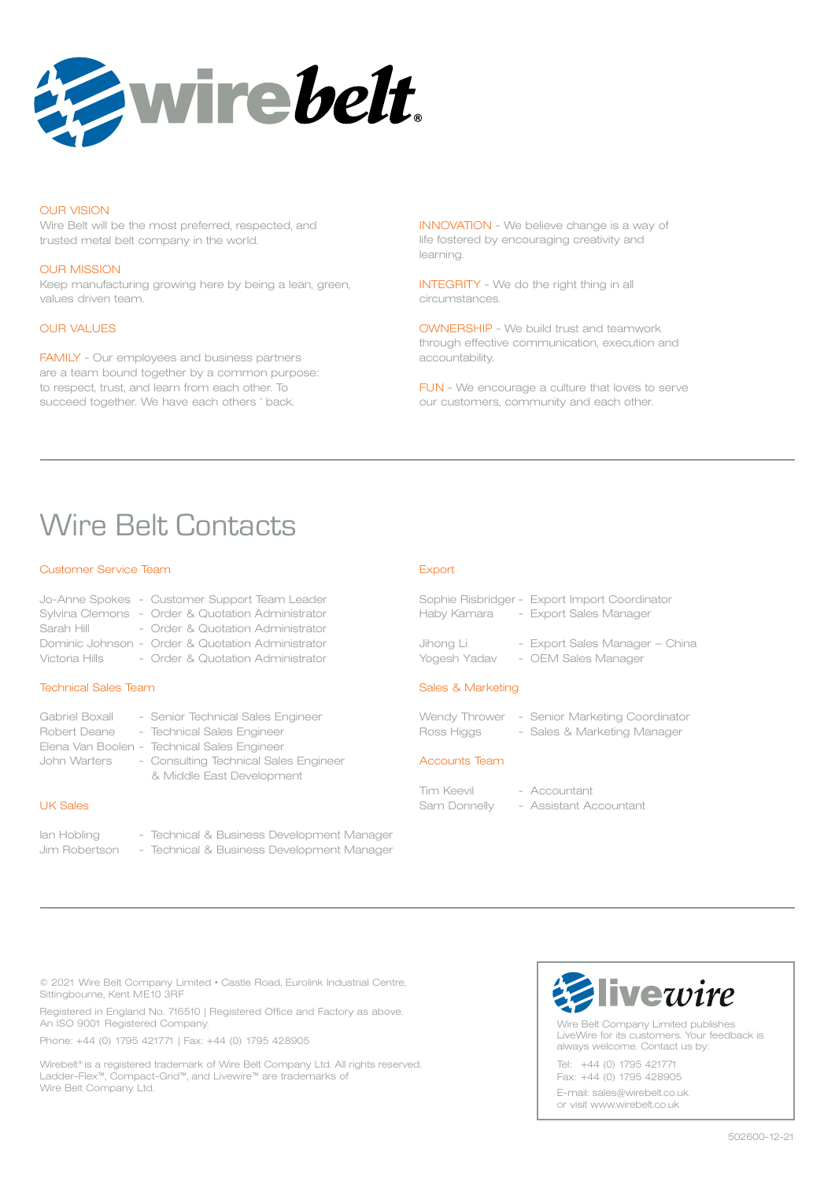wirebelt®

OUR VISION

Wire Belt will be the most preferred, respected, and trusted metal belt company in the world.

OUR MISSION

Keep manufacturing growing here by being a lean, green, values driven team.

OUR VALUES

FAMILY - Our employees and business partners are a team bound together by a common purpose: to respect, trust, and learn from each other. To succeed together. We have each others ' back.

INNOVATION - We believe change is a way of life fostered by encouraging creativity and learning.

INTEGRITY - We do the right thing in all circumstances.

OWNERSHIP - We build trust and teamwork through effective communication, execution and accountability.

FUN - We encourage a culture that loves to serve our customers, community and each other.

# Wire Belt Contacts

## Customer Service Team

Jo-Anne Spokes - Customer Support Team Leader
Sylvina Clemons - Order & Quotation Administrator
Sarah Hill - Order & Quotation Administrator
Dominic Johnson - Order & Quotation Administrator
Victoria Hills - Order & Quotation Administrator

## Technical Sales Team

Gabriel Boxall - Senior Technical Sales Engineer
Robert Deane - Technical Sales Engineer
Elena Van Boolen - Technical Sales Engineer
John Warters - Consulting Technical Sales Engineer & Middle East Development

## UK Sales

Ian Hobling - Technical & Business Development Manager
Jim Robertson - Technical & Business Development Manager

## Export

Sophie Risbridger - Export Import Coordinator
Haby Kamara - Export Sales Manager

Jihong Li - Export Sales Manager – China
Yogesh Yadav - OEM Sales Manager

## Sales & Marketing

Wendy Thrower - Senior Marketing Coordinator
Ross Higgs - Sales & Marketing Manager

## Accounts Team

Tim Keevil - Accountant
Sam Donnelly - Assistant Accountant

© 2021 Wire Belt Company Limited • Castle Road, Eurolink Industrial Centre, Sittingbourne, Kent ME10 3RF

Registered in England No. 716510 | Registered Office and Factory as above.
An ISO 9001 Registered Company.

Phone: +44 (0) 1795 421771 | Fax: +44 (0) 1795 428905

Wirebelt® is a registered trademark of Wire Belt Company Ltd. All rights reserved. Ladder-Flex™, Compact-Grid™, and Livewire™ are trademarks of Wire Belt Company Ltd.

livewire

Wire Belt Company Limited publishes LiveWire for its customers. Your feedback is always welcome. Contact us by:

Tel: +44 (0) 1795 421771
Fax: +44 (0) 1795 428905

E-mail: sales@wirebelt.co.uk
or visit www.wirebelt.co.uk

502600-12-21